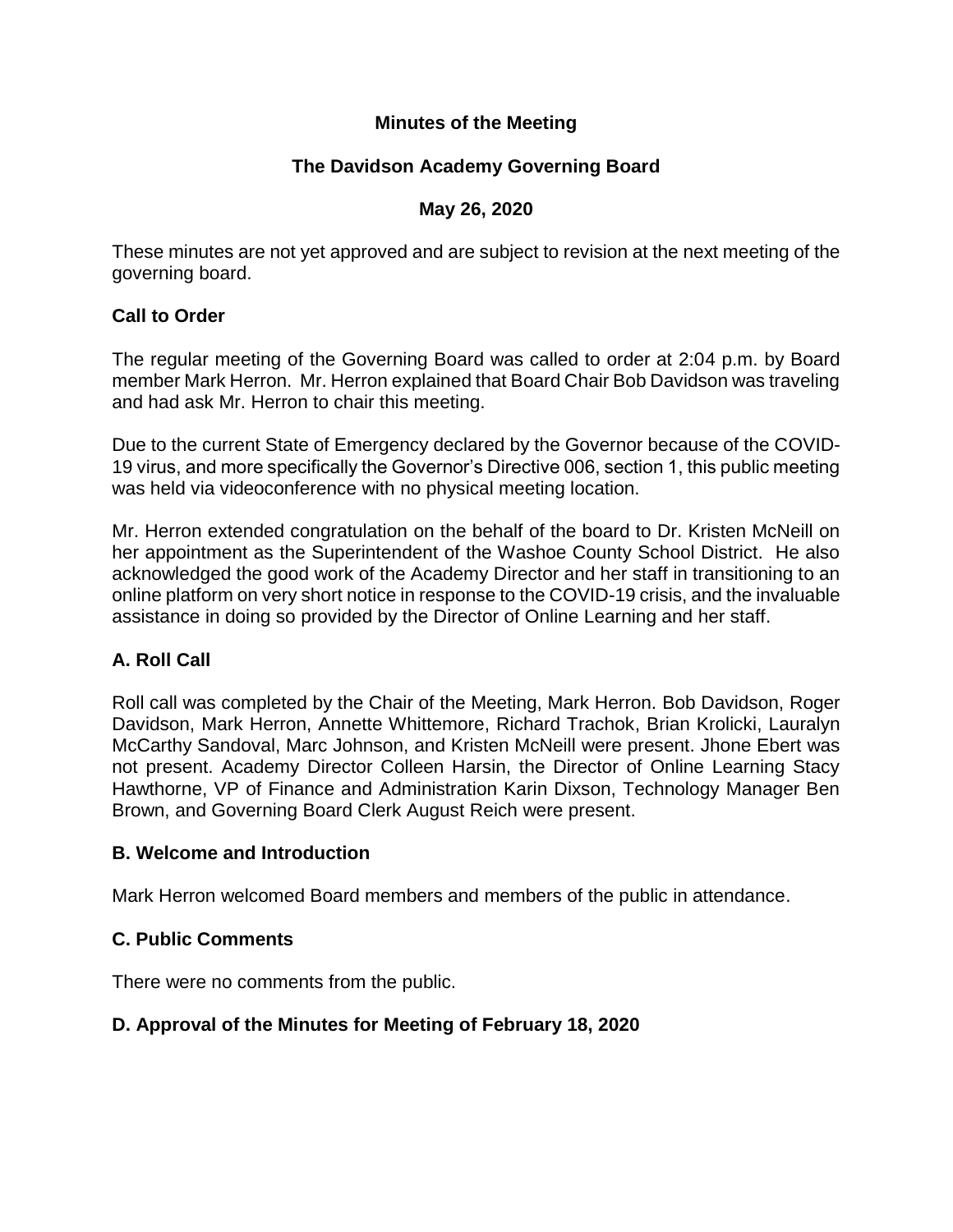# Minutes of the Meeting

## The Davidson Academy Governing Board

### May 26, 2020

These minutes are not yet approved and are subject to revision at the next meeting of the governing board.

### Call to Order

The regular meeting of the Governing Board was called to order at 2:04 p.m. by Board member Mark Herron. Mr. Herron explained that Board Chair Bob Davidson was traveling and had ask Mr. Herron to chair this meeting.

Due to the current State of Emergency declared by the Governor because of the COVID-19 virus, and more specifically the Governor's Directive 006, section 1, this public meeting was held via videoconference with no physical meeting location.

Mr. Herron extended congratulation on the behalf of the board to Dr. Kristen McNeill on her appointment as the Superintendent of the Washoe County School District. He also acknowledged the good work of the Academy Director and her staff in transitioning to an online platform on very short notice in response to the COVID-19 crisis, and the invaluable assistance in doing so provided by the Director of Online Learning and her staff.

### A. Roll Call

Roll call was completed by the Chair of the Meeting, Mark Herron. Bob Davidson, Roger Davidson, Mark Herron, Annette Whittemore, Richard Trachok, Brian Krolicki, Lauralyn McCarthy Sandoval, Marc Johnson, and Kristen McNeill were present. Jhone Ebert was not present. Academy Director Colleen Harsin, the Director of Online Learning Stacy Hawthorne, VP of Finance and Administration Karin Dixson, Technology Manager Ben Brown, and Governing Board Clerk August Reich were present.

### B. Welcome and Introduction

Mark Herron welcomed Board members and members of the public in attendance.

### C. Public Comments

There were no comments from the public.

### D. Approval of the Minutes for Meeting of February 18, 2020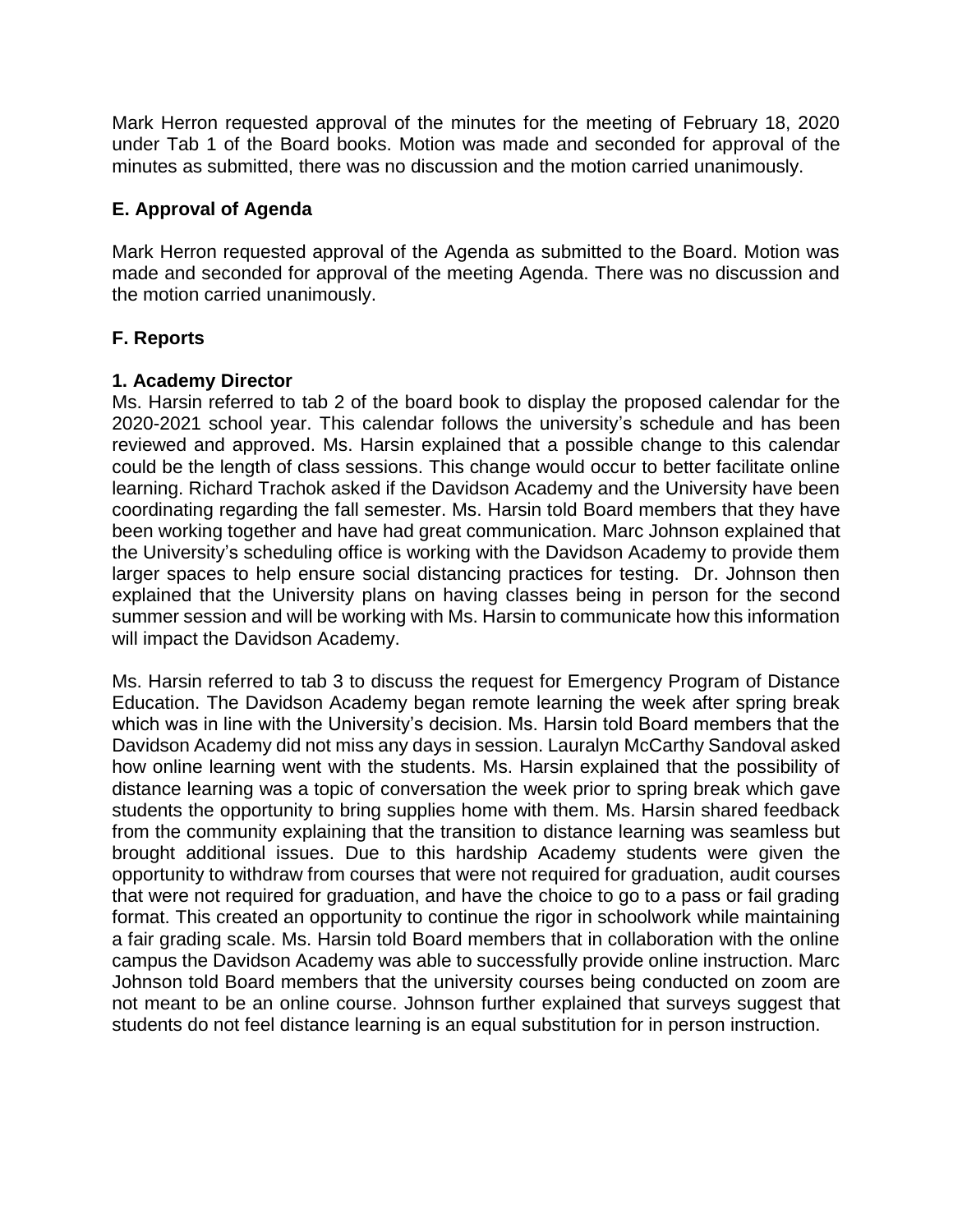Mark Herron requested approval of the minutes for the meeting of February 18, 2020 under Tab 1 of the Board books. Motion was made and seconded for approval of the minutes as submitted, there was no discussion and the motion carried unanimously.

## E. Approval of Agenda

Mark Herron requested approval of the Agenda as submitted to the Board. Motion was made and seconded for approval of the meeting Agenda. There was no discussion and the motion carried unanimously.

## F. Reports

### 1. Academy Director

Ms. Harsin referred to tab 2 of the board book to display the proposed calendar for the 2020-2021 school year. This calendar follows the university's schedule and has been reviewed and approved. Ms. Harsin explained that a possible change to this calendar could be the length of class sessions. This change would occur to better facilitate online learning. Richard Trachok asked if the Davidson Academy and the University have been coordinating regarding the fall semester. Ms. Harsin told Board members that they have been working together and have had great communication. Marc Johnson explained that the University's scheduling office is working with the Davidson Academy to provide them larger spaces to help ensure social distancing practices for testing. Dr. Johnson then explained that the University plans on having classes being in person for the second summer session and will be working with Ms. Harsin to communicate how this information will impact the Davidson Academy.

Ms. Harsin referred to tab 3 to discuss the request for Emergency Program of Distance Education. The Davidson Academy began remote learning the week after spring break which was in line with the University's decision. Ms. Harsin told Board members that the Davidson Academy did not miss any days in session. Lauralyn McCarthy Sandoval asked how online learning went with the students. Ms. Harsin explained that the possibility of distance learning was a topic of conversation the week prior to spring break which gave students the opportunity to bring supplies home with them. Ms. Harsin shared feedback from the community explaining that the transition to distance learning was seamless but brought additional issues. Due to this hardship Academy students were given the opportunity to withdraw from courses that were not required for graduation, audit courses that were not required for graduation, and have the choice to go to a pass or fail grading format. This created an opportunity to continue the rigor in schoolwork while maintaining a fair grading scale. Ms. Harsin told Board members that in collaboration with the online campus the Davidson Academy was able to successfully provide online instruction. Marc Johnson told Board members that the university courses being conducted on zoom are not meant to be an online course. Johnson further explained that surveys suggest that students do not feel distance learning is an equal substitution for in person instruction.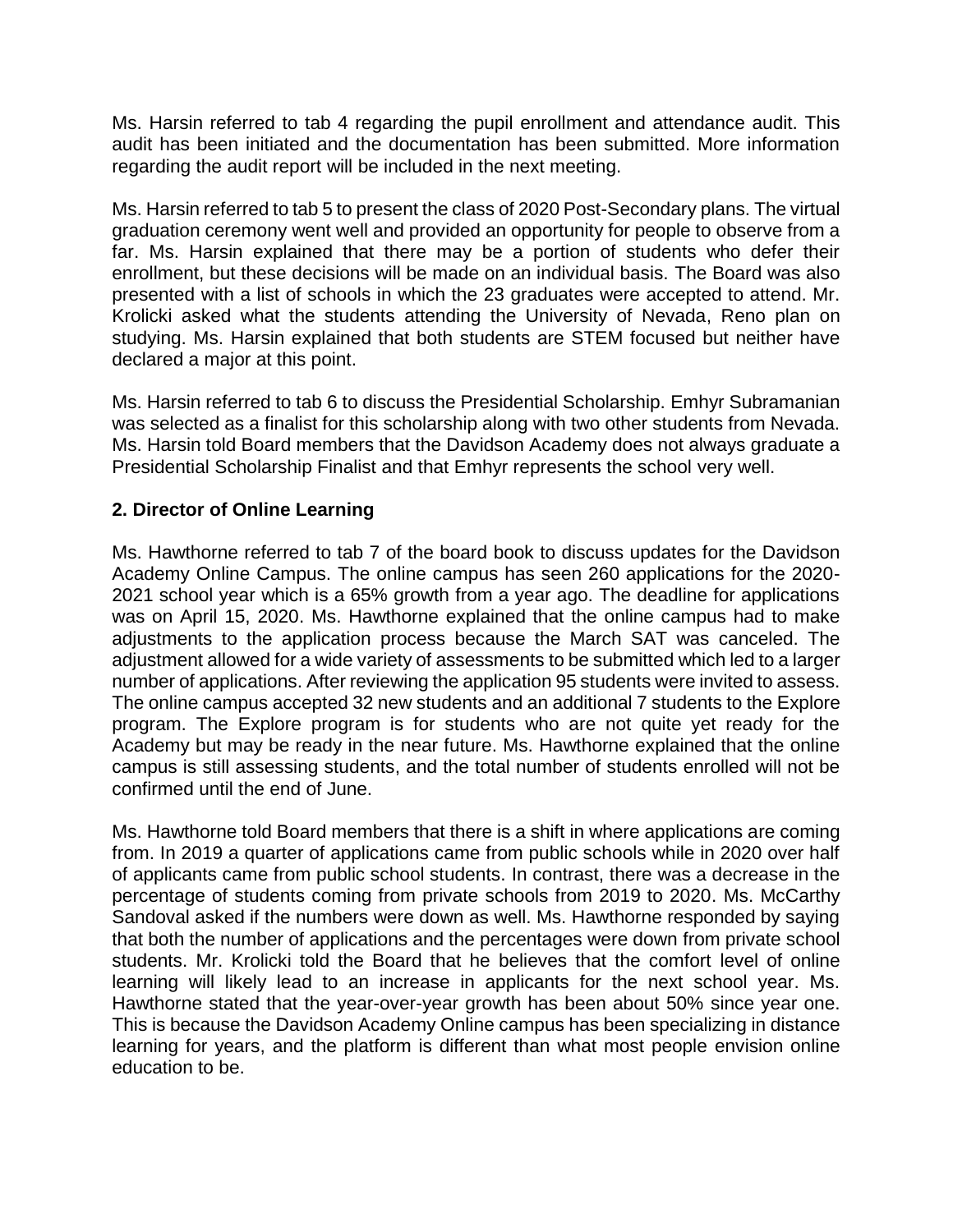Ms. Harsin referred to tab 4 regarding the pupil enrollment and attendance audit. This audit has been initiated and the documentation has been submitted. More information regarding the audit report will be included in the next meeting.

Ms. Harsin referred to tab 5 to present the class of 2020 Post-Secondary plans. The virtual graduation ceremony went well and provided an opportunity for people to observe from a far. Ms. Harsin explained that there may be a portion of students who defer their enrollment, but these decisions will be made on an individual basis. The Board was also presented with a list of schools in which the 23 graduates were accepted to attend. Mr. Krolicki asked what the students attending the University of Nevada, Reno plan on studying. Ms. Harsin explained that both students are STEM focused but neither have declared a major at this point.

Ms. Harsin referred to tab 6 to discuss the Presidential Scholarship. Emhyr Subramanian was selected as a finalist for this scholarship along with two other students from Nevada. Ms. Harsin told Board members that the Davidson Academy does not always graduate a Presidential Scholarship Finalist and that Emhyr represents the school very well.

**2. Director of Online Learning**

Ms. Hawthorne referred to tab 7 of the board book to discuss updates for the Davidson Academy Online Campus. The online campus has seen 260 applications for the 2020-2021 school year which is a 65% growth from a year ago. The deadline for applications was on April 15, 2020. Ms. Hawthorne explained that the online campus had to make adjustments to the application process because the March SAT was canceled. The adjustment allowed for a wide variety of assessments to be submitted which led to a larger number of applications. After reviewing the application 95 students were invited to assess. The online campus accepted 32 new students and an additional 7 students to the Explore program. The Explore program is for students who are not quite yet ready for the Academy but may be ready in the near future. Ms. Hawthorne explained that the online campus is still assessing students, and the total number of students enrolled will not be confirmed until the end of June.

Ms. Hawthorne told Board members that there is a shift in where applications are coming from. In 2019 a quarter of applications came from public schools while in 2020 over half of applicants came from public school students. In contrast, there was a decrease in the percentage of students coming from private schools from 2019 to 2020. Ms. McCarthy Sandoval asked if the numbers were down as well. Ms. Hawthorne responded by saying that both the number of applications and the percentages were down from private school students. Mr. Krolicki told the Board that he believes that the comfort level of online learning will likely lead to an increase in applicants for the next school year. Ms. Hawthorne stated that the year-over-year growth has been about 50% since year one. This is because the Davidson Academy Online campus has been specializing in distance learning for years, and the platform is different than what most people envision online education to be.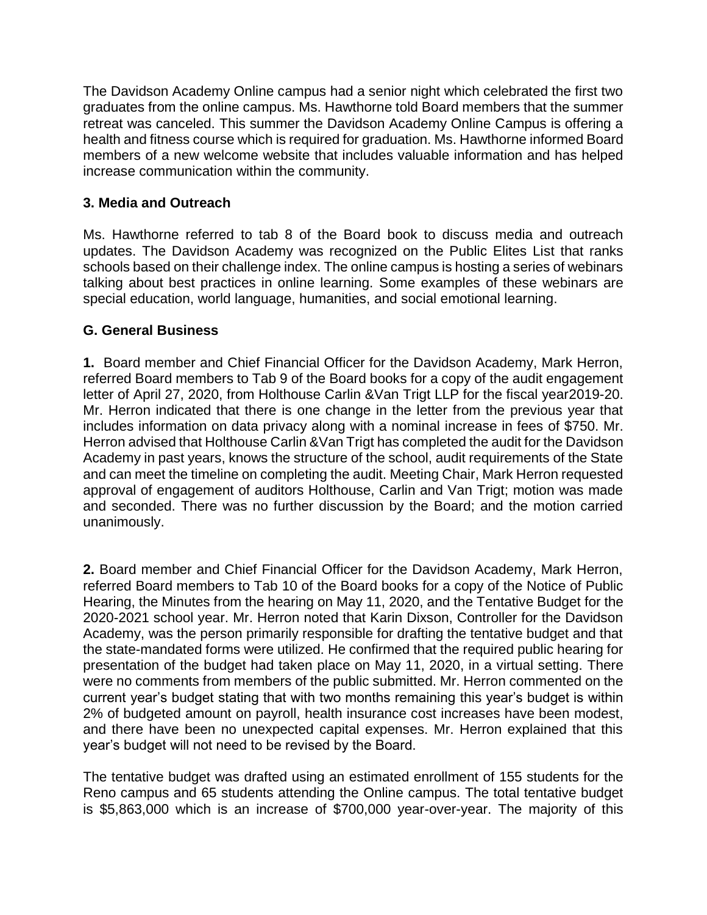The Davidson Academy Online campus had a senior night which celebrated the first two graduates from the online campus. Ms. Hawthorne told Board members that the summer retreat was canceled. This summer the Davidson Academy Online Campus is offering a health and fitness course which is required for graduation. Ms. Hawthorne informed Board members of a new welcome website that includes valuable information and has helped increase communication within the community.

### 3. Media and Outreach

Ms. Hawthorne referred to tab 8 of the Board book to discuss media and outreach updates. The Davidson Academy was recognized on the Public Elites List that ranks schools based on their challenge index. The online campus is hosting a series of webinars talking about best practices in online learning. Some examples of these webinars are special education, world language, humanities, and social emotional learning.

## G. General Business

**1.** Board member and Chief Financial Officer for the Davidson Academy, Mark Herron, referred Board members to Tab 9 of the Board books for a copy of the audit engagement letter of April 27, 2020, from Holthouse Carlin &Van Trigt LLP for the fiscal year2019-20. Mr. Herron indicated that there is one change in the letter from the previous year that includes information on data privacy along with a nominal increase in fees of $750. Mr. Herron advised that Holthouse Carlin &Van Trigt has completed the audit for the Davidson Academy in past years, knows the structure of the school, audit requirements of the State and can meet the timeline on completing the audit. Meeting Chair, Mark Herron requested approval of engagement of auditors Holthouse, Carlin and Van Trigt; motion was made and seconded. There was no further discussion by the Board; and the motion carried unanimously.

**2.** Board member and Chief Financial Officer for the Davidson Academy, Mark Herron, referred Board members to Tab 10 of the Board books for a copy of the Notice of Public Hearing, the Minutes from the hearing on May 11, 2020, and the Tentative Budget for the 2020-2021 school year. Mr. Herron noted that Karin Dixson, Controller for the Davidson Academy, was the person primarily responsible for drafting the tentative budget and that the state-mandated forms were utilized. He confirmed that the required public hearing for presentation of the budget had taken place on May 11, 2020, in a virtual setting. There were no comments from members of the public submitted. Mr. Herron commented on the current year's budget stating that with two months remaining this year's budget is within 2% of budgeted amount on payroll, health insurance cost increases have been modest, and there have been no unexpected capital expenses. Mr. Herron explained that this year's budget will not need to be revised by the Board.

The tentative budget was drafted using an estimated enrollment of 155 students for the Reno campus and 65 students attending the Online campus. The total tentative budget is $5,863,000 which is an increase of $700,000 year-over-year. The majority of this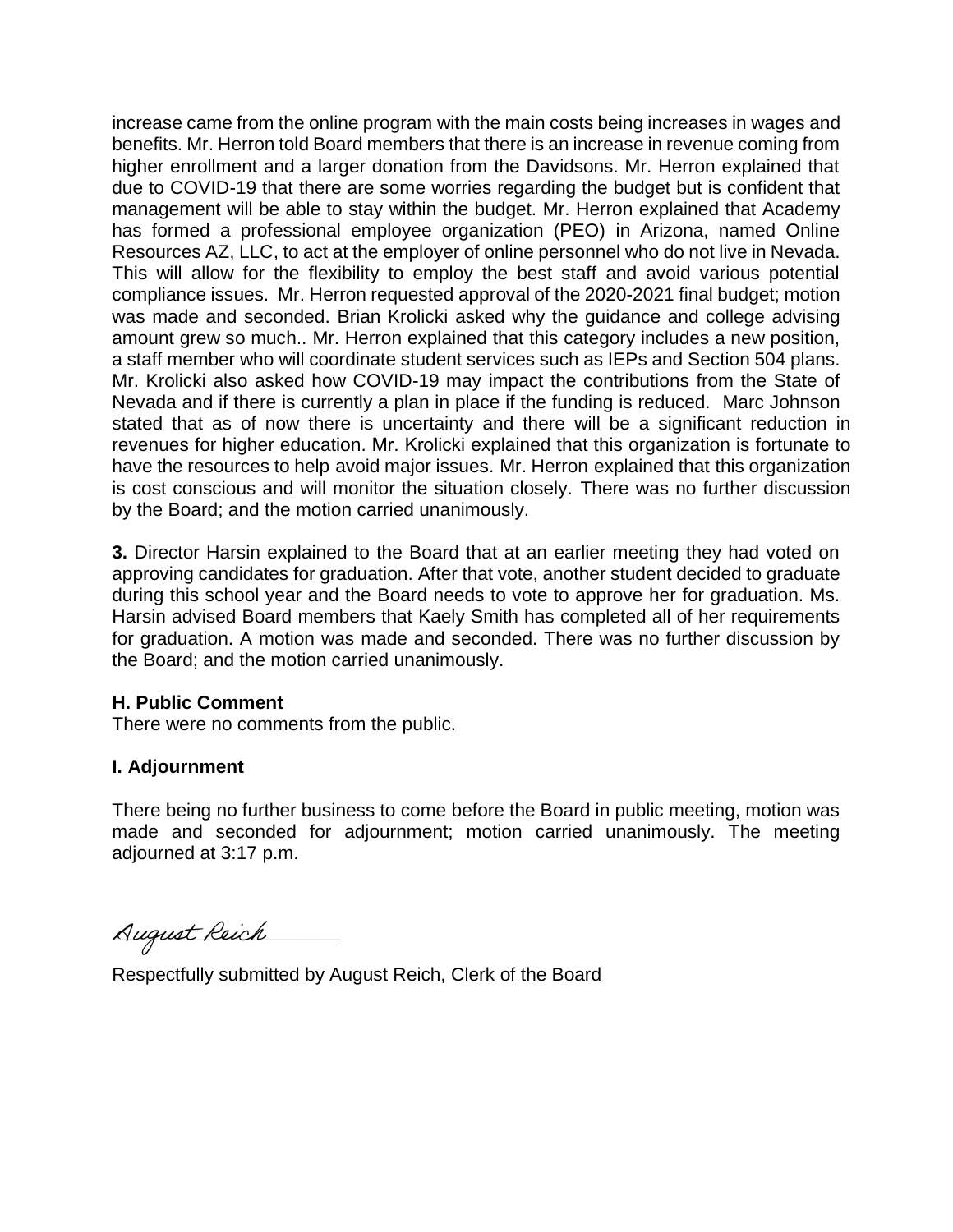increase came from the online program with the main costs being increases in wages and benefits. Mr. Herron told Board members that there is an increase in revenue coming from higher enrollment and a larger donation from the Davidsons. Mr. Herron explained that due to COVID-19 that there are some worries regarding the budget but is confident that management will be able to stay within the budget. Mr. Herron explained that Academy has formed a professional employee organization (PEO) in Arizona, named Online Resources AZ, LLC, to act at the employer of online personnel who do not live in Nevada. This will allow for the flexibility to employ the best staff and avoid various potential compliance issues. Mr. Herron requested approval of the 2020-2021 final budget; motion was made and seconded. Brian Krolicki asked why the guidance and college advising amount grew so much.. Mr. Herron explained that this category includes a new position, a staff member who will coordinate student services such as IEPs and Section 504 plans. Mr. Krolicki also asked how COVID-19 may impact the contributions from the State of Nevada and if there is currently a plan in place if the funding is reduced. Marc Johnson stated that as of now there is uncertainty and there will be a significant reduction in revenues for higher education. Mr. Krolicki explained that this organization is fortunate to have the resources to help avoid major issues. Mr. Herron explained that this organization is cost conscious and will monitor the situation closely. There was no further discussion by the Board; and the motion carried unanimously.

**3.** Director Harsin explained to the Board that at an earlier meeting they had voted on approving candidates for graduation. After that vote, another student decided to graduate during this school year and the Board needs to vote to approve her for graduation. Ms. Harsin advised Board members that Kaely Smith has completed all of her requirements for graduation. A motion was made and seconded. There was no further discussion by the Board; and the motion carried unanimously.

**H. Public Comment**

There were no comments from the public.

**I. Adjournment**

There being no further business to come before the Board in public meeting, motion was made and seconded for adjournment; motion carried unanimously. The meeting adjourned at 3:17 p.m.

*August Reich*

Respectfully submitted by August Reich, Clerk of the Board